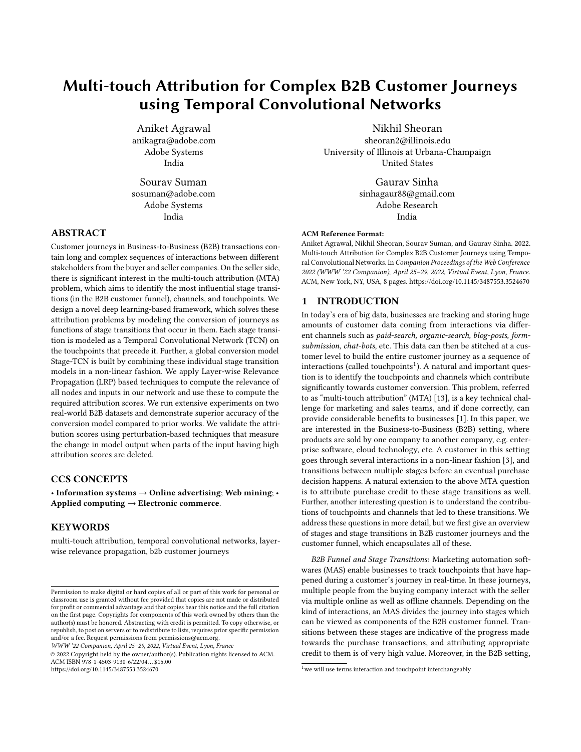# Multi-touch Attribution for Complex B2B Customer Journeys using Temporal Convolutional Networks

Aniket Agrawal
anikagra@adobe.com
Adobe Systems
India

Nikhil Sheoran
sheoran2@illinois.edu
University of Illinois at Urbana-Champaign
United States

Sourav Suman
sosuman@adobe.com
Adobe Systems
India

Gaurav Sinha
sinhagaur88@gmail.com
Adobe Research
India

## ABSTRACT

Customer journeys in Business-to-Business (B2B) transactions contain long and complex sequences of interactions between different stakeholders from the buyer and seller companies. On the seller side, there is significant interest in the multi-touch attribution (MTA) problem, which aims to identify the most influential stage transitions (in the B2B customer funnel), channels, and touchpoints. We design a novel deep learning-based framework, which solves these attribution problems by modeling the conversion of journeys as functions of stage transitions that occur in them. Each stage transition is modeled as a Temporal Convolutional Network (TCN) on the touchpoints that precede it. Further, a global conversion model Stage-TCN is built by combining these individual stage transition models in a non-linear fashion. We apply Layer-wise Relevance Propagation (LRP) based techniques to compute the relevance of all nodes and inputs in our network and use these to compute the required attribution scores. We run extensive experiments on two real-world B2B datasets and demonstrate superior accuracy of the conversion model compared to prior works. We validate the attribution scores using perturbation-based techniques that measure the change in model output when parts of the input having high attribution scores are deleted.

## CCS CONCEPTS

• **Information systems → Online advertising**; **Web mining**; • **Applied computing → Electronic commerce**.

## KEYWORDS

multi-touch attribution, temporal convolutional networks, layer-wise relevance propagation, b2b customer journeys

Permission to make digital or hard copies of all or part of this work for personal or classroom use is granted without fee provided that copies are not made or distributed for profit or commercial advantage and that copies bear this notice and the full citation on the first page. Copyrights for components of this work owned by others than the author(s) must be honored. Abstracting with credit is permitted. To copy otherwise, or republish, to post on servers or to redistribute to lists, requires prior specific permission and/or a fee. Request permissions from permissions@acm.org.
*WWW '22 Companion, April 25–29, 2022, Virtual Event, Lyon, France*
© 2022 Copyright held by the owner/author(s). Publication rights licensed to ACM.
ACM ISBN 978-1-4503-9130-6/22/04...$15.00
https://doi.org/10.1145/3487553.3524670

**ACM Reference Format:**
Aniket Agrawal, Nikhil Sheoran, Sourav Suman, and Gaurav Sinha. 2022. Multi-touch Attribution for Complex B2B Customer Journeys using Temporal Convolutional Networks. In *Companion Proceedings of the Web Conference 2022 (WWW '22 Companion), April 25–29, 2022, Virtual Event, Lyon, France.* ACM, New York, NY, USA, 8 pages. https://doi.org/10.1145/3487553.3524670

## 1 INTRODUCTION

In today's era of big data, businesses are tracking and storing huge amounts of customer data coming from interactions via different channels such as *paid-search, organic-search, blog-posts, form-submission, chat-bots,* etc. This data can then be stitched at a customer level to build the entire customer journey as a sequence of interactions (called touchpoints[1]). A natural and important question is to identify the touchpoints and channels which contribute significantly towards customer conversion. This problem, referred to as "multi-touch attribution" (MTA) [13], is a key technical challenge for marketing and sales teams, and if done correctly, can provide considerable benefits to businesses [1]. In this paper, we are interested in the Business-to-Business (B2B) setting, where products are sold by one company to another company, e.g. enterprise software, cloud technology, etc. A customer in this setting goes through several interactions in a non-linear fashion [3], and transitions between multiple stages before an eventual purchase decision happens. A natural extension to the above MTA question is to attribute purchase credit to these stage transitions as well. Further, another interesting question is to understand the contributions of touchpoints and channels that led to these transitions. We address these questions in more detail, but we first give an overview of stages and stage transitions in B2B customer journeys and the customer funnel, which encapsulates all of these.

*B2B Funnel and Stage Transitions:* Marketing automation softwares (MAS) enable businesses to track touchpoints that have happened during a customer's journey in real-time. In these journeys, multiple people from the buying company interact with the seller via multiple online as well as offline channels. Depending on the kind of interactions, an MAS divides the journey into stages which can be viewed as components of the B2B customer funnel. Transitions between these stages are indicative of the progress made towards the purchase transactions, and attributing appropriate credit to them is of very high value. Moreover, in the B2B setting,

[1] we will use terms interaction and touchpoint interchangeably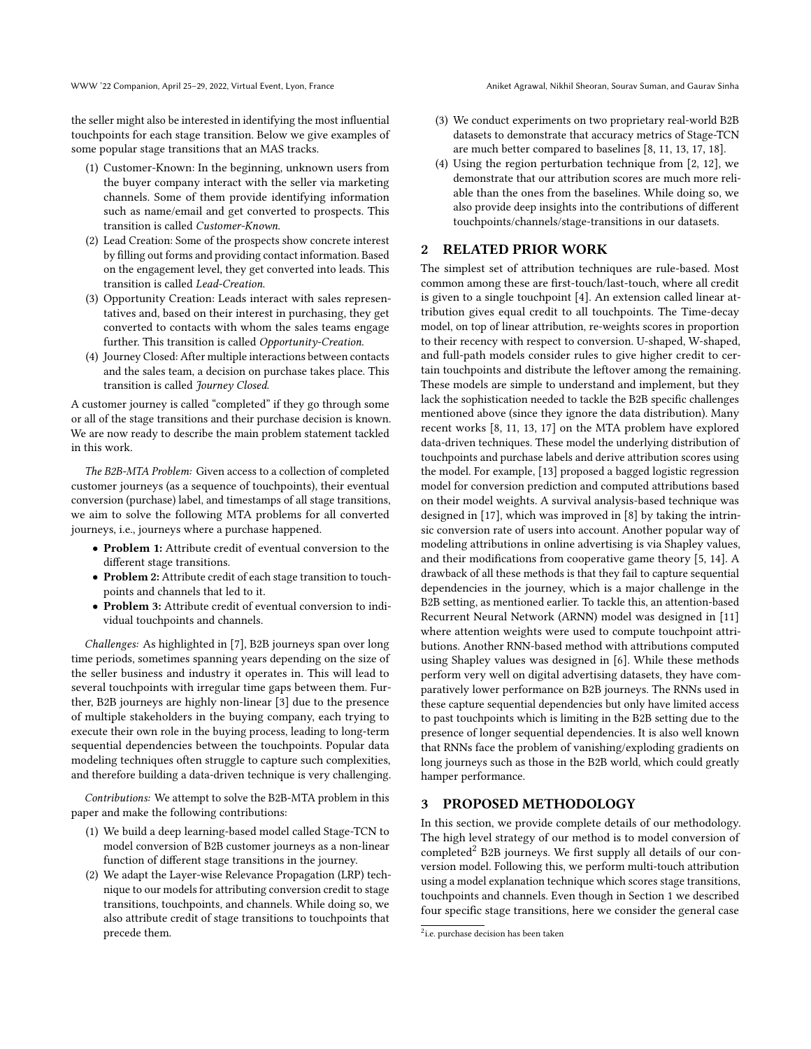the seller might also be interested in identifying the most influential touchpoints for each stage transition. Below we give examples of some popular stage transitions that an MAS tracks.

1. Customer-Known: In the beginning, unknown users from the buyer company interact with the seller via marketing channels. Some of them provide identifying information such as name/email and get converted to prospects. This transition is called *Customer-Known*.
2. Lead Creation: Some of the prospects show concrete interest by filling out forms and providing contact information. Based on the engagement level, they get converted into leads. This transition is called *Lead-Creation*.
3. Opportunity Creation: Leads interact with sales representatives and, based on their interest in purchasing, they get converted to contacts with whom the sales teams engage further. This transition is called *Opportunity-Creation*.
4. Journey Closed: After multiple interactions between contacts and the sales team, a decision on purchase takes place. This transition is called *Journey Closed*.

A customer journey is called "completed" if they go through some or all of the stage transitions and their purchase decision is known. We are now ready to describe the main problem statement tackled in this work.

*The B2B-MTA Problem:* Given access to a collection of completed customer journeys (as a sequence of touchpoints), their eventual conversion (purchase) label, and timestamps of all stage transitions, we aim to solve the following MTA problems for all converted journeys, i.e., journeys where a purchase happened.

- **Problem 1:** Attribute credit of eventual conversion to the different stage transitions.
- **Problem 2:** Attribute credit of each stage transition to touchpoints and channels that led to it.
- **Problem 3:** Attribute credit of eventual conversion to individual touchpoints and channels.

*Challenges:* As highlighted in [7], B2B journeys span over long time periods, sometimes spanning years depending on the size of the seller business and industry it operates in. This will lead to several touchpoints with irregular time gaps between them. Further, B2B journeys are highly non-linear [3] due to the presence of multiple stakeholders in the buying company, each trying to execute their own role in the buying process, leading to long-term sequential dependencies between the touchpoints. Popular data modeling techniques often struggle to capture such complexities, and therefore building a data-driven technique is very challenging.

*Contributions:* We attempt to solve the B2B-MTA problem in this paper and make the following contributions:

1. We build a deep learning-based model called Stage-TCN to model conversion of B2B customer journeys as a non-linear function of different stage transitions in the journey.
2. We adapt the Layer-wise Relevance Propagation (LRP) technique to our models for attributing conversion credit to stage transitions, touchpoints, and channels. While doing so, we also attribute credit of stage transitions to touchpoints that precede them.
3. We conduct experiments on two proprietary real-world B2B datasets to demonstrate that accuracy metrics of Stage-TCN are much better compared to baselines [8, 11, 13, 17, 18].
4. Using the region perturbation technique from [2, 12], we demonstrate that our attribution scores are much more reliable than the ones from the baselines. While doing so, we also provide deep insights into the contributions of different touchpoints/channels/stage-transitions in our datasets.

## 2 RELATED PRIOR WORK

The simplest set of attribution techniques are rule-based. Most common among these are first-touch/last-touch, where all credit is given to a single touchpoint [4]. An extension called linear attribution gives equal credit to all touchpoints. The Time-decay model, on top of linear attribution, re-weights scores in proportion to their recency with respect to conversion. U-shaped, W-shaped, and full-path models consider rules to give higher credit to certain touchpoints and distribute the leftover among the remaining. These models are simple to understand and implement, but they lack the sophistication needed to tackle the B2B specific challenges mentioned above (since they ignore the data distribution). Many recent works [8, 11, 13, 17] on the MTA problem have explored data-driven techniques. These model the underlying distribution of touchpoints and purchase labels and derive attribution scores using the model. For example, [13] proposed a bagged logistic regression model for conversion prediction and computed attributions based on their model weights. A survival analysis-based technique was designed in [17], which was improved in [8] by taking the intrinsic conversion rate of users into account. Another popular way of modeling attributions in online advertising is via Shapley values, and their modifications from cooperative game theory [5, 14]. A drawback of all these methods is that they fail to capture sequential dependencies in the journey, which is a major challenge in the B2B setting, as mentioned earlier. To tackle this, an attention-based Recurrent Neural Network (ARNN) model was designed in [11] where attention weights were used to compute touchpoint attributions. Another RNN-based method with attributions computed using Shapley values was designed in [6]. While these methods perform very well on digital advertising datasets, they have comparatively lower performance on B2B journeys. The RNNs used in these capture sequential dependencies but only have limited access to past touchpoints which is limiting in the B2B setting due to the presence of longer sequential dependencies. It is also well known that RNNs face the problem of vanishing/exploding gradients on long journeys such as those in the B2B world, which could greatly hamper performance.

## 3 PROPOSED METHODOLOGY

In this section, we provide complete details of our methodology. The high level strategy of our method is to model conversion of completed[2] B2B journeys. We first supply all details of our conversion model. Following this, we perform multi-touch attribution using a model explanation technique which scores stage transitions, touchpoints and channels. Even though in Section 1 we described four specific stage transitions, here we consider the general case

[2] i.e. purchase decision has been taken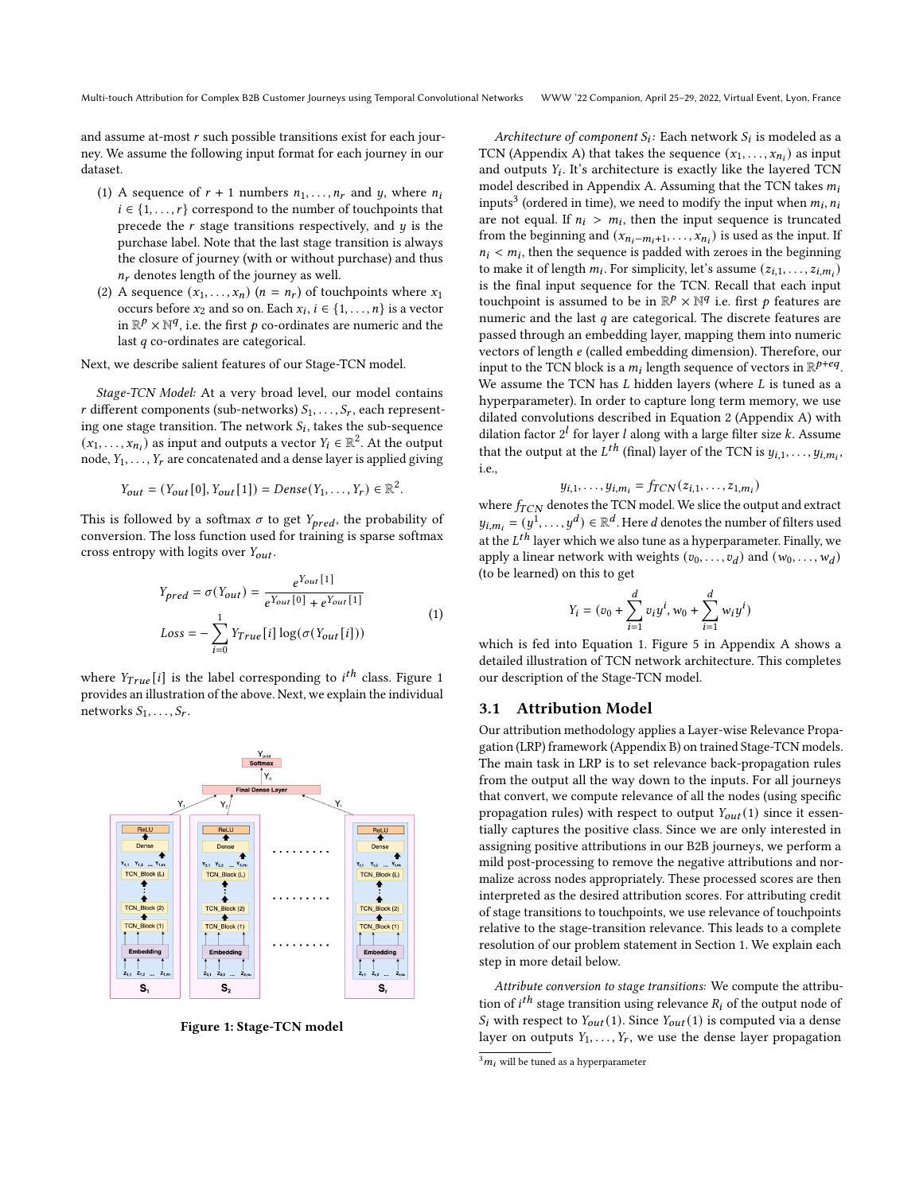and assume at-most $r$ such possible transitions exist for each journey. We assume the following input format for each journey in our dataset.

(1) A sequence of $r+1$ numbers $n_1, \ldots, n_r$ and $y$, where $n_i$ $i \in \{1, \ldots, r\}$ correspond to the number of touchpoints that precede the $r$ stage transitions respectively, and $y$ is the purchase label. Note that the last stage transition is always the closure of journey (with or without purchase) and thus $n_r$ denotes length of the journey as well.
(2) A sequence $(x_1, \ldots, x_n)$ $(n = n_r)$ of touchpoints where $x_1$ occurs before $x_2$ and so on. Each $x_i, i \in \{1, \ldots, n\}$ is a vector in $\mathbb{R}^p \times \mathbb{N}^q$, i.e. the first $p$ co-ordinates are numeric and the last $q$ co-ordinates are categorical.

Next, we describe salient features of our Stage-TCN model.

*Stage-TCN Model:* At a very broad level, our model contains $r$ different components (sub-networks) $S_1, \ldots, S_r$, each representing one stage transition. The network $S_i$, takes the sub-sequence $(x_1, \ldots, x_{n_i})$ as input and outputs a vector $Y_i \in \mathbb{R}^2$. At the output node, $Y_1, \ldots, Y_r$ are concatenated and a dense layer is applied giving

$$Y_{out} = (Y_{out}[0], Y_{out}[1]) = Dense(Y_1, \ldots, Y_r) \in \mathbb{R}^2.$$

This is followed by a softmax $\sigma$ to get $Y_{pred}$, the probability of conversion. The loss function used for training is sparse softmax cross entropy with logits over $Y_{out}$.

$$\begin{aligned} Y_{pred} &= \sigma(Y_{out}) = \frac{e^{Y_{out}[1]}}{e^{Y_{out}[0]} + e^{Y_{out}[1]}} \\ Loss &= -\sum_{i=0}^{1} Y_{True}[i] \log(\sigma(Y_{out}[i])) \end{aligned} \tag{1}$$

where $Y_{True}[i]$ is the label corresponding to $i^{th}$ class. Figure 1 provides an illustration of the above. Next, we explain the individual networks $S_1, \ldots, S_r$.

Figure 1: Stage-TCN model

*Architecture of component $S_i$:* Each network $S_i$ is modeled as a TCN (Appendix A) that takes the sequence $(x_1, \ldots, x_{n_i})$ as input and outputs $Y_i$. It's architecture is exactly like the layered TCN model described in Appendix A. Assuming that the TCN takes $m_i$ inputs[3] (ordered in time), we need to modify the input when $m_i, n_i$ are not equal. If $n_i > m_i$, then the input sequence is truncated from the beginning and $(x_{n_i - m_i + 1}, \ldots, x_{n_i})$ is used as the input. If $n_i < m_i$, then the sequence is padded with zeroes in the beginning to make it of length $m_i$. For simplicity, let's assume $(z_{i,1}, \ldots, z_{i,m_i})$ is the final input sequence for the TCN. Recall that each input touchpoint is assumed to be in $\mathbb{R}^p \times \mathbb{N}^q$ i.e. first $p$ features are numeric and the last $q$ are categorical. The discrete features are passed through an embedding layer, mapping them into numeric vectors of length $e$ (called embedding dimension). Therefore, our input to the TCN block is a $m_i$ length sequence of vectors in $\mathbb{R}^{p+eq}$. We assume the TCN has $L$ hidden layers (where $L$ is tuned as a hyperparameter). In order to capture long term memory, we use dilated convolutions described in Equation 2 (Appendix A) with dilation factor $2^l$ for layer $l$ along with a large filter size $k$. Assume that the output at the $L^{th}$ (final) layer of the TCN is $y_{i,1}, \ldots, y_{i,m_i}$, i.e.,

$$y_{i,1}, \ldots, y_{i,m_i} = f_{TCN}(z_{i,1}, \ldots, z_{1,m_i})$$

where $f_{TCN}$ denotes the TCN model. We slice the output and extract $y_{i,m_i} = (y^1, \ldots, y^d) \in \mathbb{R}^d$. Here $d$ denotes the number of filters used at the $L^{th}$ layer which we also tune as a hyperparameter. Finally, we apply a linear network with weights $(v_0, \ldots, v_d)$ and $(w_0, \ldots, w_d)$ (to be learned) on this to get

$$Y_i = (v_0 + \sum_{i=1}^{d} v_i y^i, w_0 + \sum_{i=1}^{d} w_i y^i)$$

which is fed into Equation 1. Figure 5 in Appendix A shows a detailed illustration of TCN network architecture. This completes our description of the Stage-TCN model.

## 3.1 Attribution Model

Our attribution methodology applies a Layer-wise Relevance Propagation (LRP) framework (Appendix B) on trained Stage-TCN models. The main task in LRP is to set relevance back-propagation rules from the output all the way down to the inputs. For all journeys that convert, we compute relevance of all the nodes (using specific propagation rules) with respect to output $Y_{out}(1)$ since it essentially captures the positive class. Since we are only interested in assigning positive attributions in our B2B journeys, we perform a mild post-processing to remove the negative attributions and normalize across nodes appropriately. These processed scores are then interpreted as the desired attribution scores. For attributing credit of stage transitions to touchpoints, we use relevance of touchpoints relative to the stage-transition relevance. This leads to a complete resolution of our problem statement in Section 1. We explain each step in more detail below.

*Attribute conversion to stage transitions:* We compute the attribution of $i^{th}$ stage transition using relevance $R_i$ of the output node of $S_i$ with respect to $Y_{out}(1)$. Since $Y_{out}(1)$ is computed via a dense layer on outputs $Y_1, \ldots, Y_r$, we use the dense layer propagation

[3] $m_i$ will be tuned as a hyperparameter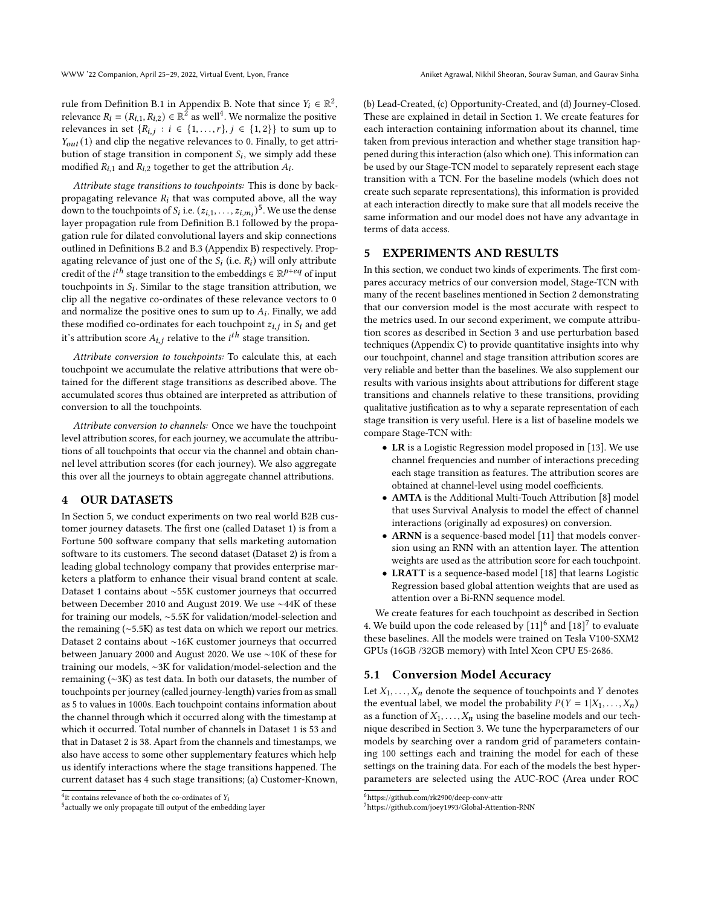rule from Definition B.1 in Appendix B. Note that since $Y_i \in \mathbb{R}^2$, relevance $R_i = (R_{i,1}, R_{i,2}) \in \mathbb{R}^2$ as well[4]. We normalize the positive relevances in set $\{R_{i,j} : i \in \{1, \ldots, r\}, j \in \{1, 2\}\}$ to sum up to $Y_{out}(1)$ and clip the negative relevances to 0. Finally, to get attribution of stage transition in component $S_i$, we simply add these modified $R_{i,1}$ and $R_{i,2}$ together to get the attribution $A_i$.

*Attribute stage transitions to touchpoints:* This is done by back-propagating relevance $R_i$ that was computed above, all the way down to the touchpoints of $S_i$ i.e. $(z_{i,1}, \ldots, z_{i,m_i})$[5]. We use the dense layer propagation rule from Definition B.1 followed by the propagation rule for dilated convolutional layers and skip connections outlined in Definitions B.2 and B.3 (Appendix B) respectively. Propagating relevance of just one of the $S_i$ (i.e. $R_i$) will only attribute credit of the $i^{th}$ stage transition to the embeddings $\in \mathbb{R}^{p+eq}$ of input touchpoints in $S_i$. Similar to the stage transition attribution, we clip all the negative co-ordinates of these relevance vectors to 0 and normalize the positive ones to sum up to $A_i$. Finally, we add these modified co-ordinates for each touchpoint $z_{i,j}$ in $S_i$ and get it's attribution score $A_{i,j}$ relative to the $i^{th}$ stage transition.

*Attribute conversion to touchpoints:* To calculate this, at each touchpoint we accumulate the relative attributions that were obtained for the different stage transitions as described above. The accumulated scores thus obtained are interpreted as attribution of conversion to all the touchpoints.

*Attribute conversion to channels:* Once we have the touchpoint level attribution scores, for each journey, we accumulate the attributions of all touchpoints that occur via the channel and obtain channel level attribution scores (for each journey). We also aggregate this over all the journeys to obtain aggregate channel attributions.

## 4 OUR DATASETS

In Section 5, we conduct experiments on two real world B2B customer journey datasets. The first one (called Dataset 1) is from a Fortune 500 software company that sells marketing automation software to its customers. The second dataset (Dataset 2) is from a leading global technology company that provides enterprise marketers a platform to enhance their visual brand content at scale. Dataset 1 contains about ~55K customer journeys that occurred between December 2010 and August 2019. We use ~44K of these for training our models, ~5.5K for validation/model-selection and the remaining (~5.5K) as test data on which we report our metrics. Dataset 2 contains about ~16K customer journeys that occurred between January 2000 and August 2020. We use ~10K of these for training our models, ~3K for validation/model-selection and the remaining (~3K) as test data. In both our datasets, the number of touchpoints per journey (called journey-length) varies from as small as 5 to values in 1000s. Each touchpoint contains information about the channel through which it occurred along with the timestamp at which it occurred. Total number of channels in Dataset 1 is 53 and that in Dataset 2 is 38. Apart from the channels and timestamps, we also have access to some other supplementary features which help us identify interactions where the stage transitions happened. The current dataset has 4 such stage transitions; (a) Customer-Known, (b) Lead-Created, (c) Opportunity-Created, and (d) Journey-Closed. These are explained in detail in Section 1. We create features for each interaction containing information about its channel, time taken from previous interaction and whether stage transition happened during this interaction (also which one). This information can be used by our Stage-TCN model to separately represent each stage transition with a TCN. For the baseline models (which does not create such separate representations), this information is provided at each interaction directly to make sure that all models receive the same information and our model does not have any advantage in terms of data access.

## 5 EXPERIMENTS AND RESULTS

In this section, we conduct two kinds of experiments. The first compares accuracy metrics of our conversion model, Stage-TCN with many of the recent baselines mentioned in Section 2 demonstrating that our conversion model is the most accurate with respect to the metrics used. In our second experiment, we compute attribution scores as described in Section 3 and use perturbation based techniques (Appendix C) to provide quantitative insights into why our touchpoint, channel and stage transition attribution scores are very reliable and better than the baselines. We also supplement our results with various insights about attributions for different stage transitions and channels relative to these transitions, providing qualitative justification as to why a separate representation of each stage transition is very useful. Here is a list of baseline models we compare Stage-TCN with:

- **LR** is a Logistic Regression model proposed in [13]. We use channel frequencies and number of interactions preceding each stage transition as features. The attribution scores are obtained at channel-level using model coefficients.
- **AMTA** is the Additional Multi-Touch Attribution [8] model that uses Survival Analysis to model the effect of channel interactions (originally ad exposures) on conversion.
- **ARNN** is a sequence-based model [11] that models conversion using an RNN with an attention layer. The attention weights are used as the attribution score for each touchpoint.
- **LRATT** is a sequence-based model [18] that learns Logistic Regression based global attention weights that are used as attention over a Bi-RNN sequence model.

We create features for each touchpoint as described in Section 4. We build upon the code released by [11][6] and [18][7] to evaluate these baselines. All the models were trained on Tesla V100-SXM2 GPUs (16GB /32GB memory) with Intel Xeon CPU E5-2686.

### 5.1 Conversion Model Accuracy

Let $X_1, \ldots, X_n$ denote the sequence of touchpoints and $Y$ denotes the eventual label, we model the probability $P(Y = 1|X_1, \ldots, X_n)$ as a function of $X_1, \ldots, X_n$ using the baseline models and our technique described in Section 3. We tune the hyperparameters of our models by searching over a random grid of parameters containing 100 settings each and training the model for each of these settings on the training data. For each of the models the best hyperparameters are selected using the AUC-ROC (Area under ROC

---

[4] it contains relevance of both the co-ordinates of $Y_i$

[5] actually we only propagate till output of the embedding layer

[6] https://github.com/rk2900/deep-conv-attr

[7] https://github.com/joey1993/Global-Attention-RNN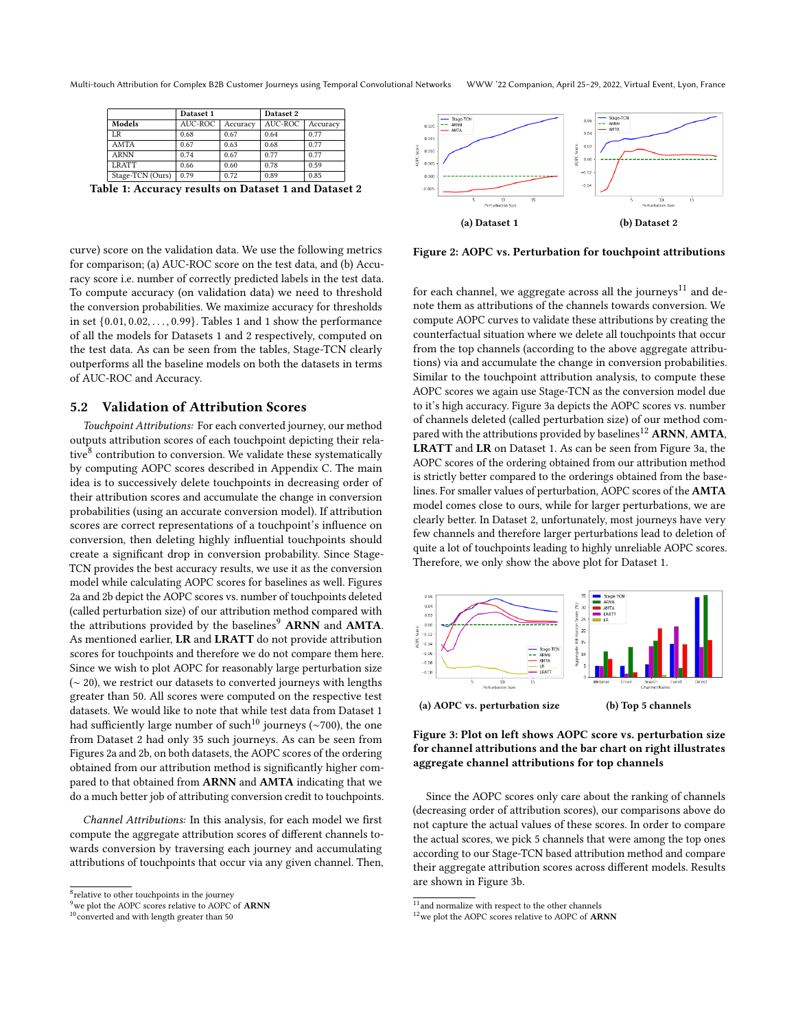| | Dataset 1 | | Dataset 2 | |
|---|---|---|---|---|
| **Models** | AUC-ROC | Accuracy | AUC-ROC | Accuracy |
| LR | 0.68 | 0.67 | 0.64 | 0.77 |
| AMTA | 0.67 | 0.63 | 0.68 | 0.77 |
| ARNN | 0.74 | 0.67 | 0.77 | 0.77 |
| LRATT | 0.66 | 0.60 | 0.78 | 0.59 |
| Stage-TCN (Ours) | 0.79 | 0.72 | 0.89 | 0.85 |

**Table 1: Accuracy results on Dataset 1 and Dataset 2**

curve) score on the validation data. We use the following metrics for comparison; (a) AUC-ROC score on the test data, and (b) Accuracy score i.e. number of correctly predicted labels in the test data. To compute accuracy (on validation data) we need to threshold the conversion probabilities. We maximize accuracy for thresholds in set $\{0.01, 0.02, \ldots, 0.99\}$. Tables 1 and 1 show the performance of all the models for Datasets 1 and 2 respectively, computed on the test data. As can be seen from the tables, Stage-TCN clearly outperforms all the baseline models on both the datasets in terms of AUC-ROC and Accuracy.

## 5.2 Validation of Attribution Scores

*Touchpoint Attributions:* For each converted journey, our method outputs attribution scores of each touchpoint depicting their relative[8] contribution to conversion. We validate these systematically by computing AOPC scores described in Appendix C. The main idea is to successively delete touchpoints in decreasing order of their attribution scores and accumulate the change in conversion probabilities (using an accurate conversion model). If attribution scores are correct representations of a touchpoint's influence on conversion, then deleting highly influential touchpoints should create a significant drop in conversion probability. Since Stage-TCN provides the best accuracy results, we use it as the conversion model while calculating AOPC scores for baselines as well. Figures 2a and 2b depict the AOPC scores vs. number of touchpoints deleted (called perturbation size) of our attribution method compared with the attributions provided by the baselines[9] **ARNN** and **AMTA**. As mentioned earlier, **LR** and **LRATT** do not provide attribution scores for touchpoints and therefore we do not compare them here. Since we wish to plot AOPC for reasonably large perturbation size ($\sim 20$), we restrict our datasets to converted journeys with lengths greater than 50. All scores were computed on the respective test datasets. We would like to note that while test data from Dataset 1 had sufficiently large number of such[10] journeys (~700), the one from Dataset 2 had only 35 such journeys. As can be seen from Figures 2a and 2b, on both datasets, the AOPC scores of the ordering obtained from our attribution method is significantly higher compared to that obtained from **ARNN** and **AMTA** indicating that we do a much better job of attributing conversion credit to touchpoints.

*Channel Attributions:* In this analysis, for each model we first compute the aggregate attribution scores of different channels towards conversion by traversing each journey and accumulating attributions of touchpoints that occur via any given channel. Then,

(a) Dataset 1 (b) Dataset 2

**Figure 2: AOPC vs. Perturbation for touchpoint attributions**

for each channel, we aggregate across all the journeys[11] and denote them as attributions of the channels towards conversion. We compute AOPC curves to validate these attributions by creating the counterfactual situation where we delete all touchpoints that occur from the top channels (according to the above aggregate attributions) via and accumulate the change in conversion probabilities. Similar to the touchpoint attribution analysis, to compute these AOPC scores we again use Stage-TCN as the conversion model due to it's high accuracy. Figure 3a depicts the AOPC scores vs. number of channels deleted (called perturbation size) of our method compared with the attributions provided by baselines[12] **ARNN**, **AMTA**, **LRATT** and **LR** on Dataset 1. As can be seen from Figure 3a, the AOPC scores of the ordering obtained from our attribution method is strictly better compared to the orderings obtained from the baselines. For smaller values of perturbation, AOPC scores of the **AMTA** model comes close to ours, while for larger perturbations, we are clearly better. In Dataset 2, unfortunately, most journeys have very few channels and therefore larger perturbations lead to deletion of quite a lot of touchpoints leading to highly unreliable AOPC scores. Therefore, we only show the above plot for Dataset 1.

(a) AOPC vs. perturbation size (b) Top 5 channels

**Figure 3: Plot on left shows AOPC score vs. perturbation size for channel attributions and the bar chart on right illustrates aggregate channel attributions for top channels**

Since the AOPC scores only care about the ranking of channels (decreasing order of attribution scores), our comparisons above do not capture the actual values of these scores. In order to compare the actual scores, we pick 5 channels that were among the top ones according to our Stage-TCN based attribution method and compare their aggregate attribution scores across different models. Results are shown in Figure 3b.

[8] relative to other touchpoints in the journey
[9] we plot the AOPC scores relative to AOPC of **ARNN**
[10] converted and with length greater than 50
[11] and normalize with respect to the other channels
[12] we plot the AOPC scores relative to AOPC of **ARNN**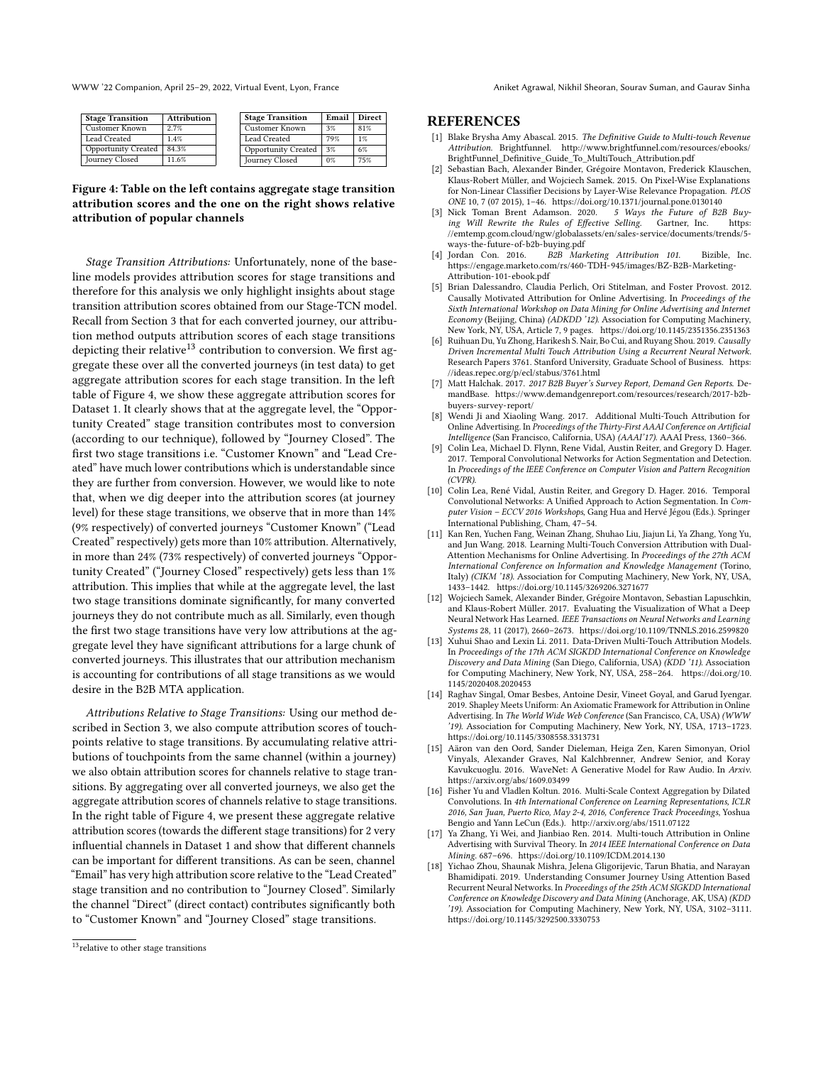| Stage Transition | Attribution |
|---|---|
| Customer Known | 2.7% |
| Lead Created | 1.4% |
| Opportunity Created | 84.3% |
| Journey Closed | 11.6% |

| Stage Transition | Email | Direct |
|---|---|---|
| Customer Known | 3% | 81% |
| Lead Created | 79% | 1% |
| Opportunity Created | 3% | 6% |
| Journey Closed | 0% | 75% |

**Figure 4: Table on the left contains aggregate stage transition attribution scores and the one on the right shows relative attribution of popular channels**

*Stage Transition Attributions:* Unfortunately, none of the baseline models provides attribution scores for stage transitions and therefore for this analysis we only highlight insights about stage transition attribution scores obtained from our Stage-TCN model. Recall from Section 3 that for each converted journey, our attribution method outputs attribution scores of each stage transitions depicting their relative[13] contribution to conversion. We first aggregate these over all the converted journeys (in test data) to get aggregate attribution scores for each stage transition. In the left table of Figure 4, we show these aggregate attribution scores for Dataset 1. It clearly shows that at the aggregate level, the "Opportunity Created" stage transition contributes most to conversion (according to our technique), followed by "Journey Closed". The first two stage transitions i.e. "Customer Known" and "Lead Created" have much lower contributions which is understandable since they are further from conversion. However, we would like to note that, when we dig deeper into the attribution scores (at journey level) for these stage transitions, we observe that in more than 14% (9% respectively) of converted journeys "Customer Known" ("Lead Created" respectively) gets more than 10% attribution. Alternatively, in more than 24% (73% respectively) of converted journeys "Opportunity Created" ("Journey Closed" respectively) gets less than 1% attribution. This implies that while at the aggregate level, the last two stage transitions dominate significantly, for many converted journeys they do not contribute much as all. Similarly, even though the first two stage transitions have very low attributions at the aggregate level they have significant attributions for a large chunk of converted journeys. This illustrates that our attribution mechanism is accounting for contributions of all stage transitions as we would desire in the B2B MTA application.

*Attributions Relative to Stage Transitions:* Using our method described in Section 3, we also compute attribution scores of touchpoints relative to stage transitions. By accumulating relative attributions of touchpoints from the same channel (within a journey) we also obtain attribution scores for channels relative to stage transitions. By aggregating over all converted journeys, we also get the aggregate attribution scores of channels relative to stage transitions. In the right table of Figure 4, we present these aggregate relative attribution scores (towards the different stage transitions) for 2 very influential channels in Dataset 1 and show that different channels can be important for different transitions. As can be seen, channel "Email" has very high attribution score relative to the "Lead Created" stage transition and no contribution to "Journey Closed". Similarly the channel "Direct" (direct contact) contributes significantly both to "Customer Known" and "Journey Closed" stage transitions.

[13] relative to other stage transitions

## REFERENCES

[1] Blake Brysha Amy Abascal. 2015. *The Definitive Guide to Multi-touch Revenue Attribution*. Brightfunnel. http://www.brightfunnel.com/resources/ebooks/BrightFunnel_Definitive_Guide_To_MultiTouch_Attribution.pdf

[2] Sebastian Bach, Alexander Binder, Grégoire Montavon, Frederick Klauschen, Klaus-Robert Müller, and Wojciech Samek. 2015. On Pixel-Wise Explanations for Non-Linear Classifier Decisions by Layer-Wise Relevance Propagation. *PLOS ONE* 10, 7 (07 2015), 1–46. https://doi.org/10.1371/journal.pone.0130140

[3] Nick Toman Brent Adamson. 2020. *5 Ways the Future of B2B Buying Will Rewrite the Rules of Effective Selling*. Gartner, Inc. https://emtemp.gcom.cloud/ngw/globalassets/en/sales-service/documents/trends/5-ways-the-future-of-b2b-buying.pdf

[4] Jordan Con. 2016. *B2B Marketing Attribution 101*. Bizible, Inc. https://engage.marketo.com/rs/460-TDH-945/images/BZ-B2B-Marketing-Attribution-101-ebook.pdf

[5] Brian Dalessandro, Claudia Perlich, Ori Stitelman, and Foster Provost. 2012. Causally Motivated Attribution for Online Advertising. In *Proceedings of the Sixth International Workshop on Data Mining for Online Advertising and Internet Economy* (Beijing, China) *(ADKDD '12)*. Association for Computing Machinery, New York, NY, USA, Article 7, 9 pages. https://doi.org/10.1145/2351356.2351363

[6] Ruihuan Du, Yu Zhong, Harikesh S. Nair, Bo Cui, and Ruyang Shou. 2019. *Causally Driven Incremental Multi Touch Attribution Using a Recurrent Neural Network*. Research Papers 3761. Stanford University, Graduate School of Business. https://ideas.repec.org/p/ecl/stabus/3761.html

[7] Matt Halchak. 2017. *2017 B2B Buyer's Survey Report, Demand Gen Reports*. DemandBase. https://www.demandgenreport.com/resources/research/2017-b2b-buyers-survey-report/

[8] Wendi Ji and Xiaoling Wang. 2017. Additional Multi-Touch Attribution for Online Advertising. In *Proceedings of the Thirty-First AAAI Conference on Artificial Intelligence* (San Francisco, California, USA) *(AAAI'17)*. AAAI Press, 1360–366.

[9] Colin Lea, Michael D. Flynn, Rene Vidal, Austin Reiter, and Gregory D. Hager. 2017. Temporal Convolutional Networks for Action Segmentation and Detection. In *Proceedings of the IEEE Conference on Computer Vision and Pattern Recognition (CVPR)*.

[10] Colin Lea, René Vidal, Austin Reiter, and Gregory D. Hager. 2016. Temporal Convolutional Networks: A Unified Approach to Action Segmentation. In *Computer Vision – ECCV 2016 Workshops*, Gang Hua and Hervé Jégou (Eds.). Springer International Publishing, Cham, 47–54.

[11] Kan Ren, Yuchen Fang, Weinan Zhang, Shuhao Liu, Jiajun Li, Ya Zhang, Yong Yu, and Jun Wang. 2018. Learning Multi-Touch Conversion Attribution with Dual-Attention Mechanisms for Online Advertising. In *Proceedings of the 27th ACM International Conference on Information and Knowledge Management* (Torino, Italy) *(CIKM '18)*. Association for Computing Machinery, New York, NY, USA, 1433–1442. https://doi.org/10.1145/3269206.3271677

[12] Wojciech Samek, Alexander Binder, Grégoire Montavon, Sebastian Lapuschkin, and Klaus-Robert Müller. 2017. Evaluating the Visualization of What a Deep Neural Network Has Learned. *IEEE Transactions on Neural Networks and Learning Systems* 28, 11 (2017), 2660–2673. https://doi.org/10.1109/TNNLS.2016.2599820

[13] Xuhui Shao and Lexin Li. 2011. Data-Driven Multi-Touch Attribution Models. In *Proceedings of the 17th ACM SIGKDD International Conference on Knowledge Discovery and Data Mining* (San Diego, California, USA) *(KDD '11)*. Association for Computing Machinery, New York, NY, USA, 258–264. https://doi.org/10.1145/2020408.2020453

[14] Raghav Singal, Omar Besbes, Antoine Desir, Vineet Goyal, and Garud Iyengar. 2019. Shapley Meets Uniform: An Axiomatic Framework for Attribution in Online Advertising. In *The World Wide Web Conference* (San Francisco, CA, USA) *(WWW '19)*. Association for Computing Machinery, New York, NY, USA, 1713–1723. https://doi.org/10.1145/3308558.3313731

[15] Aäron van den Oord, Sander Dieleman, Heiga Zen, Karen Simonyan, Oriol Vinyals, Alexander Graves, Nal Kalchbrenner, Andrew Senior, and Koray Kavukcuoglu. 2016. WaveNet: A Generative Model for Raw Audio. In *Arxiv*. https://arxiv.org/abs/1609.03499

[16] Fisher Yu and Vladlen Koltun. 2016. Multi-Scale Context Aggregation by Dilated Convolutions. In *4th International Conference on Learning Representations, ICLR 2016, San Juan, Puerto Rico, May 2-4, 2016, Conference Track Proceedings*, Yoshua Bengio and Yann LeCun (Eds.). http://arxiv.org/abs/1511.07122

[17] Ya Zhang, Yi Wei, and Jianbiao Ren. 2014. Multi-touch Attribution in Online Advertising with Survival Theory. In *2014 IEEE International Conference on Data Mining*. 687–696. https://doi.org/10.1109/ICDM.2014.130

[18] Yichao Zhou, Shaunak Mishra, Jelena Gligorijevic, Tarun Bhatia, and Narayan Bhamidipati. 2019. Understanding Consumer Journey Using Attention Based Recurrent Neural Networks. In *Proceedings of the 25th ACM SIGKDD International Conference on Knowledge Discovery and Data Mining* (Anchorage, AK, USA) *(KDD '19)*. Association for Computing Machinery, New York, NY, USA, 3102–3111. https://doi.org/10.1145/3292500.3330753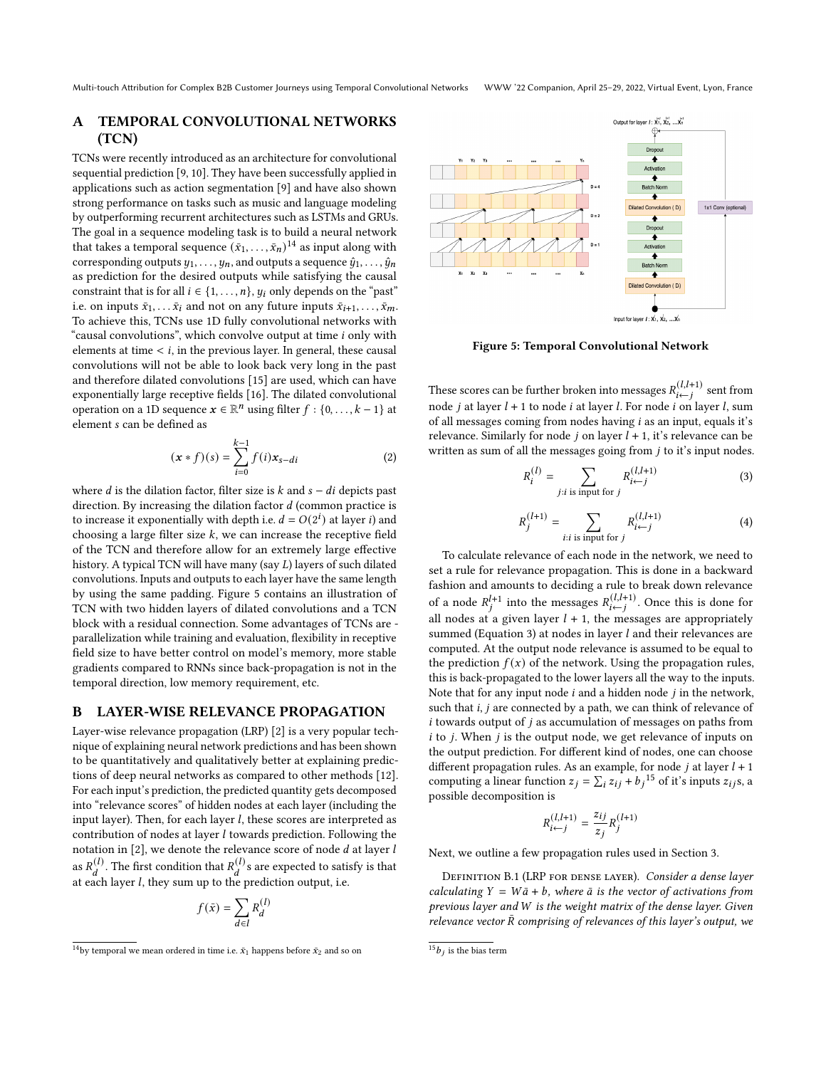## A TEMPORAL CONVOLUTIONAL NETWORKS (TCN)

TCNs were recently introduced as an architecture for convolutional sequential prediction [9, 10]. They have been successfully applied in applications such as action segmentation [9] and have also shown strong performance on tasks such as music and language modeling by outperforming recurrent architectures such as LSTMs and GRUs. The goal in a sequence modeling task is to build a neural network that takes a temporal sequence $(\bar{x}_1, \ldots, \bar{x}_n)$[14] as input along with corresponding outputs $y_1, \ldots, y_n$, and outputs a sequence $\hat{y}_1, \ldots, \hat{y}_n$ as prediction for the desired outputs while satisfying the causal constraint that is for all $i \in \{1, \ldots, n\}$, $y_i$ only depends on the "past" i.e. on inputs $\bar{x}_1, \ldots \bar{x}_i$ and not on any future inputs $\bar{x}_{i+1}, \ldots, \bar{x}_m$. To achieve this, TCNs use 1D fully convolutional networks with "causal convolutions", which convolve output at time $i$ only with elements at time $< i$, in the previous layer. In general, these causal convolutions will not be able to look back very long in the past and therefore dilated convolutions [15] are used, which can have exponentially large receptive fields [16]. The dilated convolutional operation on a 1D sequence $\boldsymbol{x} \in \mathbb{R}^n$ using filter $f : \{0, \ldots, k-1\}$ at element $s$ can be defined as

$$(\boldsymbol{x} * f)(s) = \sum_{i=0}^{k-1} f(i)\boldsymbol{x}_{s-di} \tag{2}$$

where $d$ is the dilation factor, filter size is $k$ and $s - di$ depicts past direction. By increasing the dilation factor $d$ (common practice is to increase it exponentially with depth i.e. $d = O(2^i)$ at layer $i$) and choosing a large filter size $k$, we can increase the receptive field of the TCN and therefore allow for an extremely large effective history. A typical TCN will have many (say $L$) layers of such dilated convolutions. Inputs and outputs to each layer have the same length by using the same padding. Figure 5 contains an illustration of TCN with two hidden layers of dilated convolutions and a TCN block with a residual connection. Some advantages of TCNs are - parallelization while training and evaluation, flexibility in receptive field size to have better control on model's memory, more stable gradients compared to RNNs since back-propagation is not in the temporal direction, low memory requirement, etc.

Figure 5: Temporal Convolutional Network

## B LAYER-WISE RELEVANCE PROPAGATION

Layer-wise relevance propagation (LRP) [2] is a very popular technique of explaining neural network predictions and has been shown to be quantitatively and qualitatively better at explaining predictions of deep neural networks as compared to other methods [12]. For each input's prediction, the predicted quantity gets decomposed into "relevance scores" of hidden nodes at each layer (including the input layer). Then, for each layer $l$, these scores are interpreted as contribution of nodes at layer $l$ towards prediction. Following the notation in [2], we denote the relevance score of node $d$ at layer $l$ as $R_d^{(l)}$. The first condition that $R_d^{(l)}$s are expected to satisfy is that at each layer $l$, they sum up to the prediction output, i.e.

$$f(\bar{x}) = \sum_{d \in l} R_d^{(l)}$$

These scores can be further broken into messages $R_{i \leftarrow j}^{(l,l+1)}$ sent from node $j$ at layer $l+1$ to node $i$ at layer $l$. For node $i$ on layer $l$, sum of all messages coming from nodes having $i$ as an input, equals it's relevance. Similarly for node $j$ on layer $l+1$, it's relevance can be written as sum of all the messages going from $j$ to it's input nodes.

$$R_i^{(l)} = \sum_{j: i \text{ is input for } j} R_{i \leftarrow j}^{(l,l+1)} \tag{3}$$

$$R_j^{(l+1)} = \sum_{i: i \text{ is input for } j} R_{i \leftarrow j}^{(l,l+1)} \tag{4}$$

To calculate relevance of each node in the network, we need to set a rule for relevance propagation. This is done in a backward fashion and amounts to deciding a rule to break down relevance of a node $R_j^{l+1}$ into the messages $R_{i \leftarrow j}^{(l,l+1)}$. Once this is done for all nodes at a given layer $l+1$, the messages are appropriately summed (Equation 3) at nodes in layer $l$ and their relevances are computed. At the output node relevance is assumed to be equal to the prediction $f(x)$ of the network. Using the propagation rules, this is back-propagated to the lower layers all the way to the inputs. Note that for any input node $i$ and a hidden node $j$ in the network, such that $i, j$ are connected by a path, we can think of relevance of $i$ towards output of $j$ as accumulation of messages on paths from $i$ to $j$. When $j$ is the output node, we get relevance of inputs on the output prediction. For different kind of nodes, one can choose different propagation rules. As an example, for node $j$ at layer $l+1$ computing a linear function $z_j = \sum_i z_{ij} + b_j$[15] of it's inputs $z_{ij}$s, a possible decomposition is

$$R_{i \leftarrow j}^{(l,l+1)} = \frac{z_{ij}}{z_j} R_j^{(l+1)}$$

Next, we outline a few propagation rules used in Section 3.

Definition B.1 (LRP for dense layer). *Consider a dense layer calculating $Y = W\bar{a} + b$, where $\bar{a}$ is the vector of activations from previous layer and $W$ is the weight matrix of the dense layer. Given relevance vector $\bar{R}$ comprising of relevances of this layer's output, we*

---

[14] by temporal we mean ordered in time i.e. $\bar{x}_1$ happens before $\bar{x}_2$ and so on

[15] $b_j$ is the bias term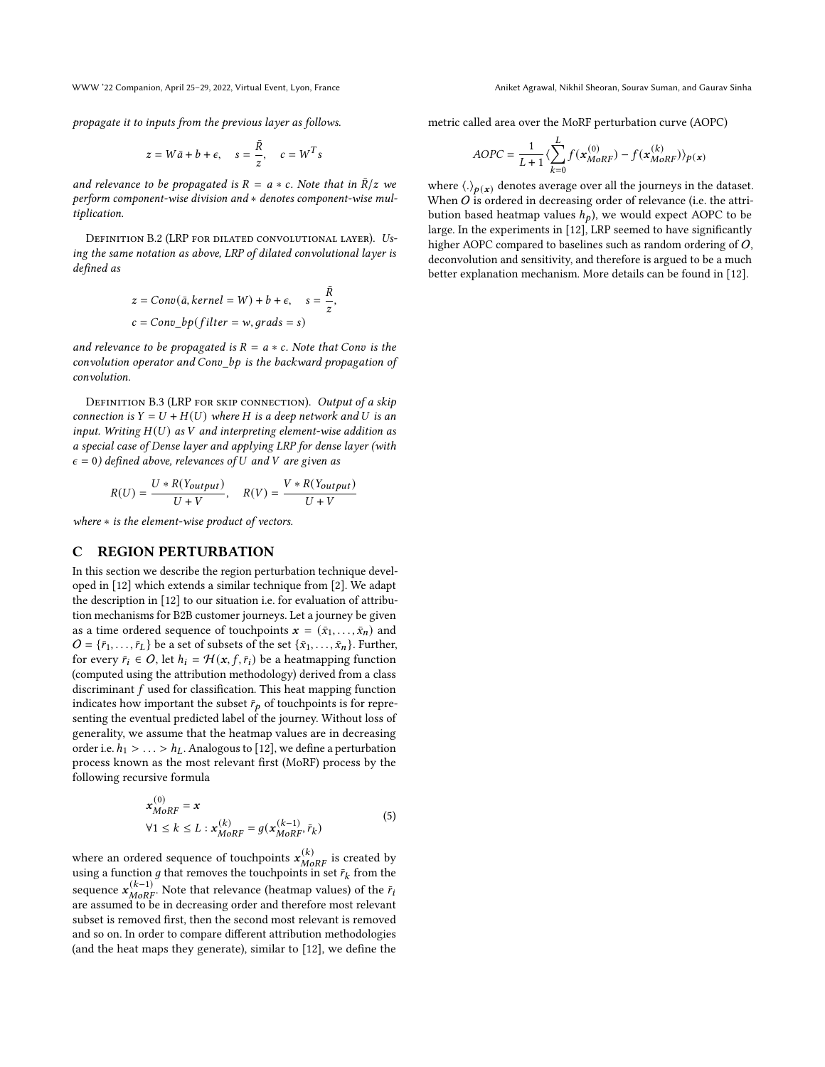*propagate it to inputs from the previous layer as follows.*

$$z = W\bar{a} + b + \epsilon, \quad s = \frac{\bar{R}}{z}, \quad c = W^T s$$

*and relevance to be propagated is* $R = a * c$. *Note that in* $\bar{R}/z$ *we perform component-wise division and* $*$ *denotes component-wise multiplication.*

Definition B.2 (LRP for dilated convolutional layer). *Using the same notation as above, LRP of dilated convolutional layer is defined as*

$$z = Conv(\bar{a}, kernel = W) + b + \epsilon, \quad s = \frac{\bar{R}}{z},$$
$$c = Conv\_bp(filter = w, grads = s)$$

*and relevance to be propagated is* $R = a * c$. *Note that* $Conv$ *is the convolution operator and* $Conv\_bp$ *is the backward propagation of convolution.*

Definition B.3 (LRP for skip connection). *Output of a skip connection is* $Y = U + H(U)$ *where* $H$ *is a deep network and* $U$ *is an input. Writing* $H(U)$ *as* $V$ *and interpreting element-wise addition as a special case of Dense layer and applying LRP for dense layer (with* $\epsilon = 0$*) defined above, relevances of* $U$ *and* $V$ *are given as*

$$R(U) = \frac{U * R(Y_{output})}{U + V}, \quad R(V) = \frac{V * R(Y_{output})}{U + V}$$

*where* $*$ *is the element-wise product of vectors.*

## C REGION PERTURBATION

In this section we describe the region perturbation technique developed in [12] which extends a similar technique from [2]. We adapt the description in [12] to our situation i.e. for evaluation of attribution mechanisms for B2B customer journeys. Let a journey be given as a time ordered sequence of touchpoints $\boldsymbol{x} = (\bar{x}_1, \ldots, \bar{x}_n)$ and $O = \{\bar{r}_1, \ldots, \bar{r}_L\}$ be a set of subsets of the set $\{\bar{x}_1, \ldots, \bar{x}_n\}$. Further, for every $\bar{r}_i \in O$, let $h_i = \mathcal{H}(\boldsymbol{x}, f, \bar{r}_i)$ be a heatmapping function (computed using the attribution methodology) derived from a class discriminant $f$ used for classification. This heat mapping function indicates how important the subset $\bar{r}_p$ of touchpoints is for representing the eventual predicted label of the journey. Without loss of generality, we assume that the heatmap values are in decreasing order i.e. $h_1 > \ldots > h_L$. Analogous to [12], we define a perturbation process known as the most relevant first (MoRF) process by the following recursive formula

$$\begin{aligned} &\boldsymbol{x}_{MoRF}^{(0)} = \boldsymbol{x} \\ &\forall 1 \leq k \leq L : \boldsymbol{x}_{MoRF}^{(k)} = g(\boldsymbol{x}_{MoRF}^{(k-1)}, \bar{r}_k) \end{aligned} \tag{5}$$

where an ordered sequence of touchpoints $\boldsymbol{x}_{MoRF}^{(k)}$ is created by using a function $g$ that removes the touchpoints in set $\bar{r}_k$ from the sequence $\boldsymbol{x}_{MoRF}^{(k-1)}$. Note that relevance (heatmap values) of the $\bar{r}_i$ are assumed to be in decreasing order and therefore most relevant subset is removed first, then the second most relevant is removed and so on. In order to compare different attribution methodologies (and the heat maps they generate), similar to [12], we define the metric called area over the MoRF perturbation curve (AOPC)

$$AOPC = \frac{1}{L+1} \langle \sum_{k=0}^{L} f(\boldsymbol{x}_{MoRF}^{(0)}) - f(\boldsymbol{x}_{MoRF}^{(k)}) \rangle_{p(\boldsymbol{x})}$$

where $\langle . \rangle_{p(\boldsymbol{x})}$ denotes average over all the journeys in the dataset. When $O$ is ordered in decreasing order of relevance (i.e. the attribution based heatmap values $h_p$), we would expect AOPC to be large. In the experiments in [12], LRP seemed to have significantly higher AOPC compared to baselines such as random ordering of $O$, deconvolution and sensitivity, and therefore is argued to be a much better explanation mechanism. More details can be found in [12].